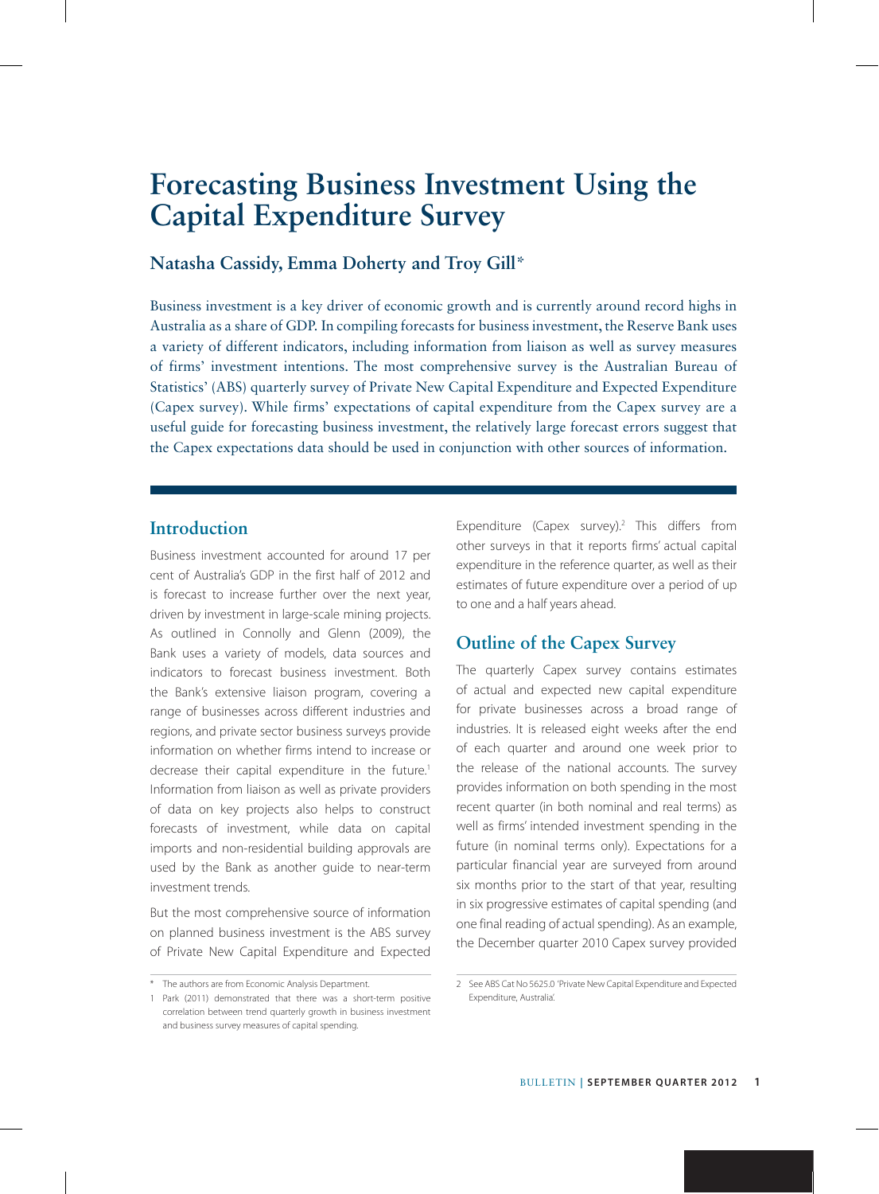# Forecasting Business Investment Using the Capital Expenditure Survey

**Natasha Cassidy, Emma Doherty and Troy Gill***

Business investment is a key driver of economic growth and is currently around record highs in Australia as a share of GDP. In compiling forecasts for business investment, the Reserve Bank uses a variety of different indicators, including information from liaison as well as survey measures of firms' investment intentions. The most comprehensive survey is the Australian Bureau of Statistics' (ABS) quarterly survey of Private New Capital Expenditure and Expected Expenditure (Capex survey). While firms' expectations of capital expenditure from the Capex survey are a useful guide for forecasting business investment, the relatively large forecast errors suggest that the Capex expectations data should be used in conjunction with other sources of information.

## Introduction

Business investment accounted for around 17 per cent of Australia's GDP in the first half of 2012 and is forecast to increase further over the next year, driven by investment in large-scale mining projects. As outlined in Connolly and Glenn (2009), the Bank uses a variety of models, data sources and indicators to forecast business investment. Both the Bank's extensive liaison program, covering a range of businesses across different industries and regions, and private sector business surveys provide information on whether firms intend to increase or decrease their capital expenditure in the future.[1] Information from liaison as well as private providers of data on key projects also helps to construct forecasts of investment, while data on capital imports and non-residential building approvals are used by the Bank as another guide to near-term investment trends.

But the most comprehensive source of information on planned business investment is the ABS survey of Private New Capital Expenditure and Expected Expenditure (Capex survey).[2] This differs from other surveys in that it reports firms' actual capital expenditure in the reference quarter, as well as their estimates of future expenditure over a period of up to one and a half years ahead.

## Outline of the Capex Survey

The quarterly Capex survey contains estimates of actual and expected new capital expenditure for private businesses across a broad range of industries. It is released eight weeks after the end of each quarter and around one week prior to the release of the national accounts. The survey provides information on both spending in the most recent quarter (in both nominal and real terms) as well as firms' intended investment spending in the future (in nominal terms only). Expectations for a particular financial year are surveyed from around six months prior to the start of that year, resulting in six progressive estimates of capital spending (and one final reading of actual spending). As an example, the December quarter 2010 Capex survey provided

---

\* The authors are from Economic Analysis Department.

1 Park (2011) demonstrated that there was a short-term positive correlation between trend quarterly growth in business investment and business survey measures of capital spending.

2 See ABS Cat No 5625.0 'Private New Capital Expenditure and Expected Expenditure, Australia'.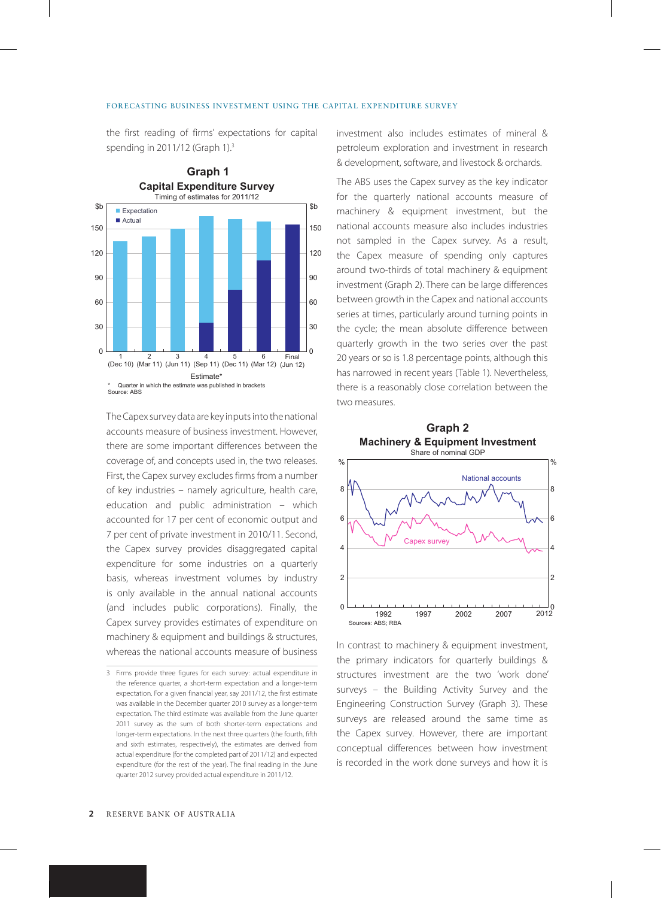the first reading of firms' expectations for capital spending in 2011/12 (Graph 1).[3]

**Graph 1**
**Capital Expenditure Survey**
Timing of estimates for 2011/12

\* Quarter in which the estimate was published in brackets
Source: ABS

The Capex survey data are key inputs into the national accounts measure of business investment. However, there are some important differences between the coverage of, and concepts used in, the two releases. First, the Capex survey excludes firms from a number of key industries – namely agriculture, health care, education and public administration – which accounted for 17 per cent of economic output and 7 per cent of private investment in 2010/11. Second, the Capex survey provides disaggregated capital expenditure for some industries on a quarterly basis, whereas investment volumes by industry is only available in the annual national accounts (and includes public corporations). Finally, the Capex survey provides estimates of expenditure on machinery & equipment and buildings & structures, whereas the national accounts measure of business investment also includes estimates of mineral & petroleum exploration and investment in research & development, software, and livestock & orchards.

The ABS uses the Capex survey as the key indicator for the quarterly national accounts measure of machinery & equipment investment, but the national accounts measure also includes industries not sampled in the Capex survey. As a result, the Capex measure of spending only captures around two-thirds of total machinery & equipment investment (Graph 2). There can be large differences between growth in the Capex and national accounts series at times, particularly around turning points in the cycle; the mean absolute difference between quarterly growth in the two series over the past 20 years or so is 1.8 percentage points, although this has narrowed in recent years (Table 1). Nevertheless, there is a reasonably close correlation between the two measures.

**Graph 2**
**Machinery & Equipment Investment**
Share of nominal GDP

Sources: ABS; RBA

In contrast to machinery & equipment investment, the primary indicators for quarterly buildings & structures investment are the two 'work done' surveys – the Building Activity Survey and the Engineering Construction Survey (Graph 3). These surveys are released around the same time as the Capex survey. However, there are important conceptual differences between how investment is recorded in the work done surveys and how it is

3 Firms provide three figures for each survey: actual expenditure in the reference quarter, a short-term expectation and a longer-term expectation. For a given financial year, say 2011/12, the first estimate was available in the December quarter 2010 survey as a longer-term expectation. The third estimate was available from the June quarter 2011 survey as the sum of both shorter-term expectations and longer-term expectations. In the next three quarters (the fourth, fifth and sixth estimates, respectively), the estimates are derived from actual expenditure (for the completed part of 2011/12) and expected expenditure (for the rest of the year). The final reading in the June quarter 2012 survey provided actual expenditure in 2011/12.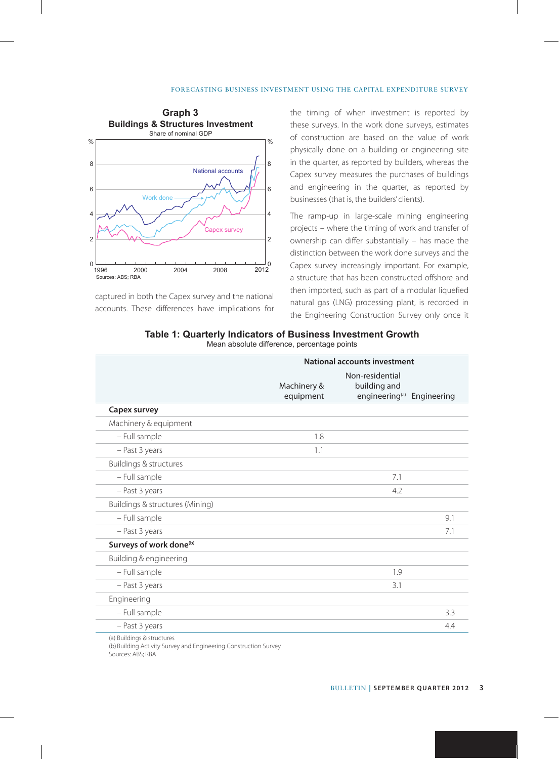**Graph 3**
**Buildings & Structures Investment**
Share of nominal GDP

Sources: ABS; RBA

captured in both the Capex survey and the national accounts. These differences have implications for the timing of when investment is reported by these surveys. In the work done surveys, estimates of construction are based on the value of work physically done on a building or engineering site in the quarter, as reported by builders, whereas the Capex survey measures the purchases of buildings and engineering in the quarter, as reported by businesses (that is, the builders' clients).

The ramp-up in large-scale mining engineering projects – where the timing of work and transfer of ownership can differ substantially – has made the distinction between the work done surveys and the Capex survey increasingly important. For example, a structure that has been constructed offshore and then imported, such as part of a modular liquefied natural gas (LNG) processing plant, is recorded in the Engineering Construction Survey only once it

**Table 1: Quarterly Indicators of Business Investment Growth**
Mean absolute difference, percentage points

| | National accounts investment | | |
|---|---|---|---|
| | Machinery & equipment | Non-residential building and engineering[a] | Engineering |
| **Capex survey** | | | |
| Machinery & equipment | | | |
| – Full sample | 1.8 | | |
| – Past 3 years | 1.1 | | |
| Buildings & structures | | | |
| – Full sample | | 7.1 | |
| – Past 3 years | | 4.2 | |
| Buildings & structures (Mining) | | | |
| – Full sample | | | 9.1 |
| – Past 3 years | | | 7.1 |
| **Surveys of work done**[b] | | | |
| Building & engineering | | | |
| – Full sample | | 1.9 | |
| – Past 3 years | | 3.1 | |
| Engineering | | | |
| – Full sample | | | 3.3 |
| – Past 3 years | | | 4.4 |

(a) Buildings & structures
(b) Building Activity Survey and Engineering Construction Survey
Sources: ABS; RBA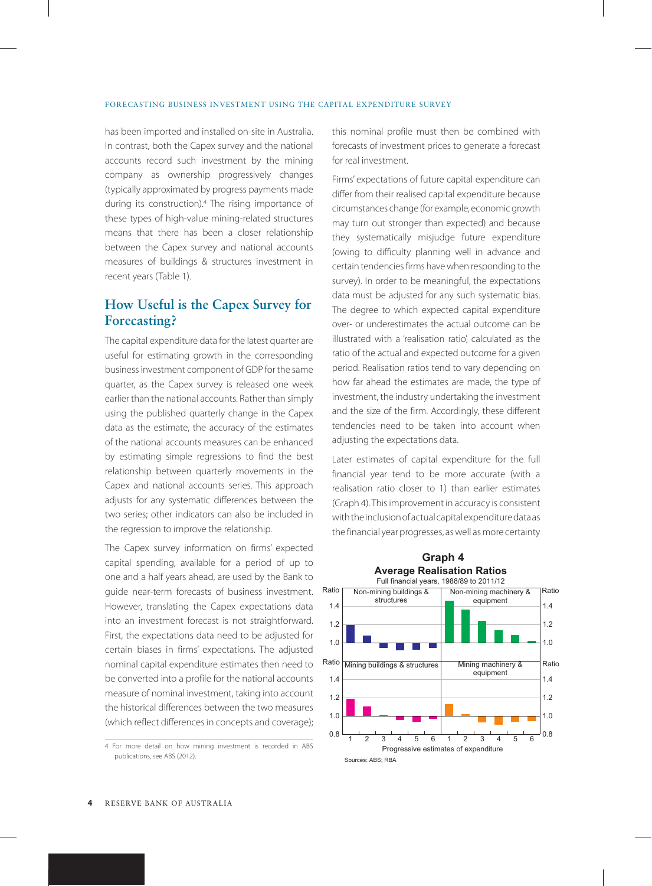has been imported and installed on-site in Australia. In contrast, both the Capex survey and the national accounts record such investment by the mining company as ownership progressively changes (typically approximated by progress payments made during its construction).[4] The rising importance of these types of high-value mining-related structures means that there has been a closer relationship between the Capex survey and national accounts measures of buildings & structures investment in recent years (Table 1).

## How Useful is the Capex Survey for Forecasting?

The capital expenditure data for the latest quarter are useful for estimating growth in the corresponding business investment component of GDP for the same quarter, as the Capex survey is released one week earlier than the national accounts. Rather than simply using the published quarterly change in the Capex data as the estimate, the accuracy of the estimates of the national accounts measures can be enhanced by estimating simple regressions to find the best relationship between quarterly movements in the Capex and national accounts series. This approach adjusts for any systematic differences between the two series; other indicators can also be included in the regression to improve the relationship.

The Capex survey information on firms' expected capital spending, available for a period of up to one and a half years ahead, are used by the Bank to guide near-term forecasts of business investment. However, translating the Capex expectations data into an investment forecast is not straightforward. First, the expectations data need to be adjusted for certain biases in firms' expectations. The adjusted nominal capital expenditure estimates then need to be converted into a profile for the national accounts measure of nominal investment, taking into account the historical differences between the two measures (which reflect differences in concepts and coverage); this nominal profile must then be combined with forecasts of investment prices to generate a forecast for real investment.

Firms' expectations of future capital expenditure can differ from their realised capital expenditure because circumstances change (for example, economic growth may turn out stronger than expected) and because they systematically misjudge future expenditure (owing to difficulty planning well in advance and certain tendencies firms have when responding to the survey). In order to be meaningful, the expectations data must be adjusted for any such systematic bias. The degree to which expected capital expenditure over- or underestimates the actual outcome can be illustrated with a 'realisation ratio', calculated as the ratio of the actual and expected outcome for a given period. Realisation ratios tend to vary depending on how far ahead the estimates are made, the type of investment, the industry undertaking the investment and the size of the firm. Accordingly, these different tendencies need to be taken into account when adjusting the expectations data.

Later estimates of capital expenditure for the full financial year tend to be more accurate (with a realisation ratio closer to 1) than earlier estimates (Graph 4). This improvement in accuracy is consistent with the inclusion of actual capital expenditure data as the financial year progresses, as well as more certainty

**Graph 4**
**Average Realisation Ratios**
Full financial years, 1988/89 to 2011/12

Panels: Non-mining buildings & structures; Non-mining machinery & equipment; Mining buildings & structures; Mining machinery & equipment. Horizontal axis: Progressive estimates of expenditure (1–6). Vertical axis: Ratio (0.8–1.4).

Sources: ABS; RBA

4 For more detail on how mining investment is recorded in ABS publications, see ABS (2012).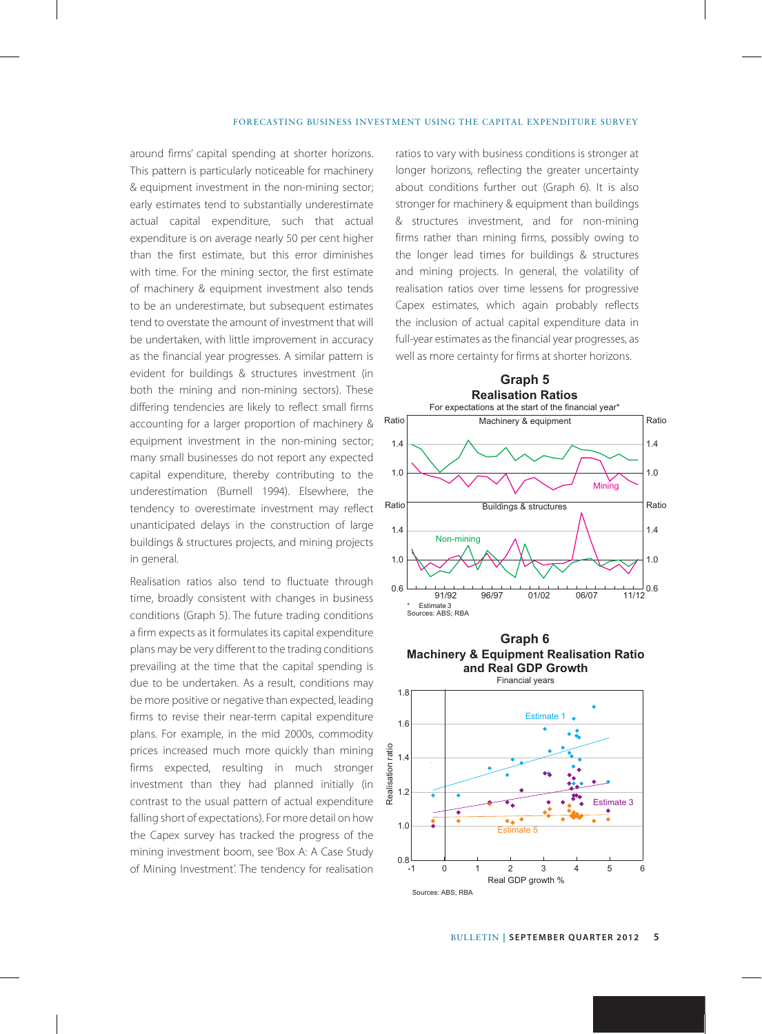around firms' capital spending at shorter horizons. This pattern is particularly noticeable for machinery & equipment investment in the non-mining sector; early estimates tend to substantially underestimate actual capital expenditure, such that actual expenditure is on average nearly 50 per cent higher than the first estimate, but this error diminishes with time. For the mining sector, the first estimate of machinery & equipment investment also tends to be an underestimate, but subsequent estimates tend to overstate the amount of investment that will be undertaken, with little improvement in accuracy as the financial year progresses. A similar pattern is evident for buildings & structures investment (in both the mining and non-mining sectors). These differing tendencies are likely to reflect small firms accounting for a larger proportion of machinery & equipment investment in the non-mining sector; many small businesses do not report any expected capital expenditure, thereby contributing to the underestimation (Burnell 1994). Elsewhere, the tendency to overestimate investment may reflect unanticipated delays in the construction of large buildings & structures projects, and mining projects in general.

Realisation ratios also tend to fluctuate through time, broadly consistent with changes in business conditions (Graph 5). The future trading conditions a firm expects as it formulates its capital expenditure plans may be very different to the trading conditions prevailing at the time that the capital spending is due to be undertaken. As a result, conditions may be more positive or negative than expected, leading firms to revise their near-term capital expenditure plans. For example, in the mid 2000s, commodity prices increased much more quickly than mining firms expected, resulting in much stronger investment than they had planned initially (in contrast to the usual pattern of actual expenditure falling short of expectations). For more detail on how the Capex survey has tracked the progress of the mining investment boom, see 'Box A: A Case Study of Mining Investment'. The tendency for realisation ratios to vary with business conditions is stronger at longer horizons, reflecting the greater uncertainty about conditions further out (Graph 6). It is also stronger for machinery & equipment than buildings & structures investment, and for non-mining firms rather than mining firms, possibly owing to the longer lead times for buildings & structures and mining projects. In general, the volatility of realisation ratios over time lessens for progressive Capex estimates, which again probably reflects the inclusion of actual capital expenditure data in full-year estimates as the financial year progresses, as well as more certainty for firms at shorter horizons.

**Graph 5**
**Realisation Ratios**
For expectations at the start of the financial year*

\* Estimate 3
Sources: ABS; RBA

**Graph 6**
**Machinery & Equipment Realisation Ratio and Real GDP Growth**
Financial years

Sources: ABS; RBA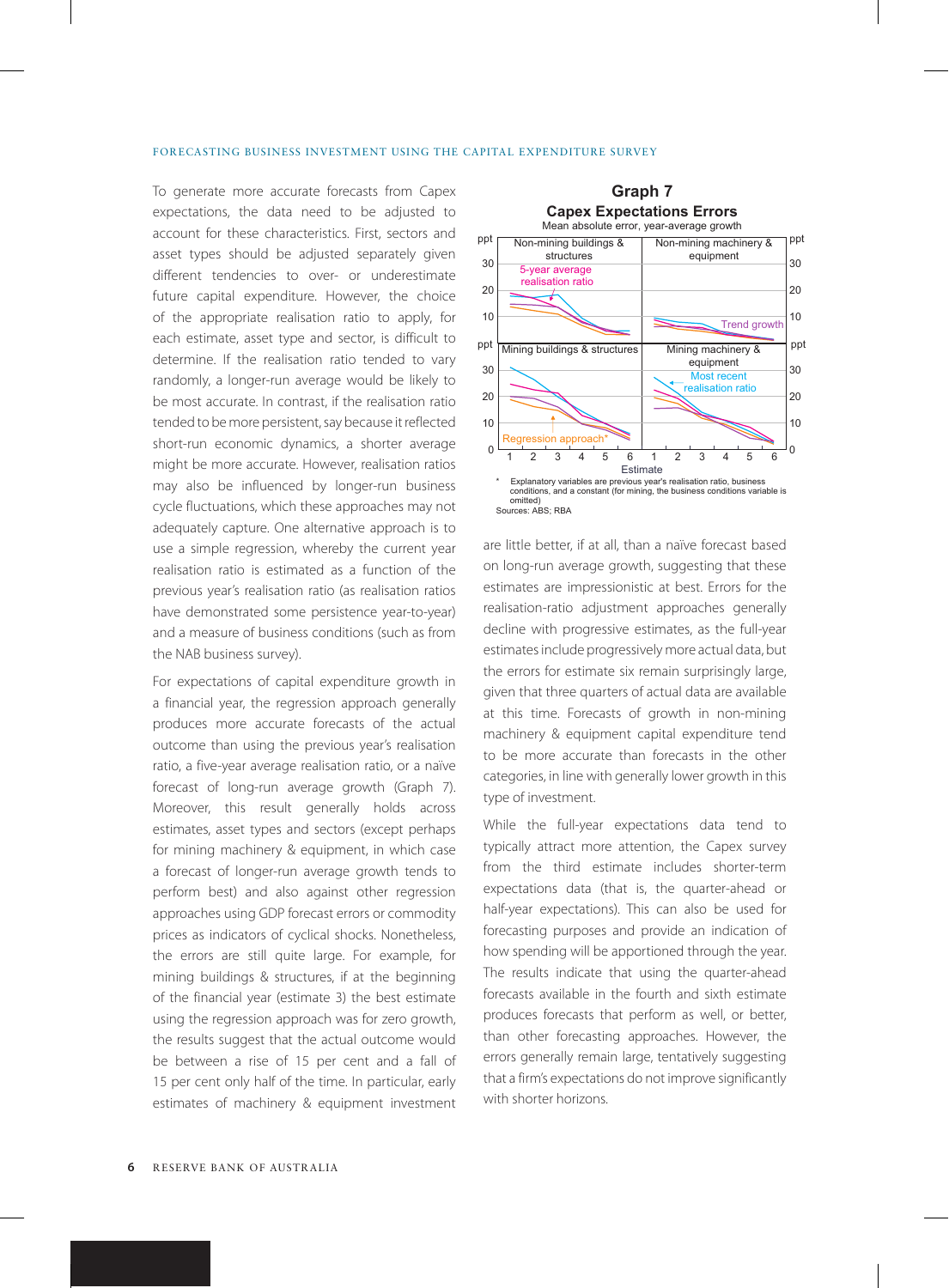To generate more accurate forecasts from Capex expectations, the data need to be adjusted to account for these characteristics. First, sectors and asset types should be adjusted separately given different tendencies to over- or underestimate future capital expenditure. However, the choice of the appropriate realisation ratio to apply, for each estimate, asset type and sector, is difficult to determine. If the realisation ratio tended to vary randomly, a longer-run average would be likely to be most accurate. In contrast, if the realisation ratio tended to be more persistent, say because it reflected short-run economic dynamics, a shorter average might be more accurate. However, realisation ratios may also be influenced by longer-run business cycle fluctuations, which these approaches may not adequately capture. One alternative approach is to use a simple regression, whereby the current year realisation ratio is estimated as a function of the previous year's realisation ratio (as realisation ratios have demonstrated some persistence year-to-year) and a measure of business conditions (such as from the NAB business survey).

For expectations of capital expenditure growth in a financial year, the regression approach generally produces more accurate forecasts of the actual outcome than using the previous year's realisation ratio, a five-year average realisation ratio, or a naïve forecast of long-run average growth (Graph 7). Moreover, this result generally holds across estimates, asset types and sectors (except perhaps for mining machinery & equipment, in which case a forecast of longer-run average growth tends to perform best) and also against other regression approaches using GDP forecast errors or commodity prices as indicators of cyclical shocks. Nonetheless, the errors are still quite large. For example, for mining buildings & structures, if at the beginning of the financial year (estimate 3) the best estimate using the regression approach was for zero growth, the results suggest that the actual outcome would be between a rise of 15 per cent and a fall of 15 per cent only half of the time. In particular, early estimates of machinery & equipment investment are little better, if at all, than a naïve forecast based on long-run average growth, suggesting that these estimates are impressionistic at best. Errors for the realisation-ratio adjustment approaches generally decline with progressive estimates, as the full-year estimates include progressively more actual data, but the errors for estimate six remain surprisingly large, given that three quarters of actual data are available at this time. Forecasts of growth in non-mining machinery & equipment capital expenditure tend to be more accurate than forecasts in the other categories, in line with generally lower growth in this type of investment.

**Graph 7**
**Capex Expectations Errors**
Mean absolute error, year-average growth

\* Explanatory variables are previous year's realisation ratio, business conditions, and a constant (for mining, the business conditions variable is omitted)
Sources: ABS; RBA

While the full-year expectations data tend to typically attract more attention, the Capex survey from the third estimate includes shorter-term expectations data (that is, the quarter-ahead or half-year expectations). This can also be used for forecasting purposes and provide an indication of how spending will be apportioned through the year. The results indicate that using the quarter-ahead forecasts available in the fourth and sixth estimate produces forecasts that perform as well, or better, than other forecasting approaches. However, the errors generally remain large, tentatively suggesting that a firm's expectations do not improve significantly with shorter horizons.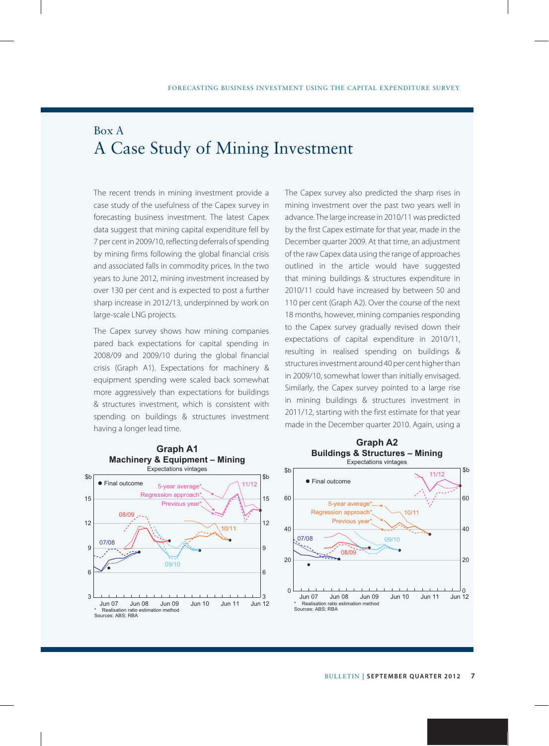# Box A

## A Case Study of Mining Investment

The recent trends in mining investment provide a case study of the usefulness of the Capex survey in forecasting business investment. The latest Capex data suggest that mining capital expenditure fell by 7 per cent in 2009/10, reflecting deferrals of spending by mining firms following the global financial crisis and associated falls in commodity prices. In the two years to June 2012, mining investment increased by over 130 per cent and is expected to post a further sharp increase in 2012/13, underpinned by work on large-scale LNG projects.

The Capex survey shows how mining companies pared back expectations for capital spending in 2008/09 and 2009/10 during the global financial crisis (Graph A1). Expectations for machinery & equipment spending were scaled back somewhat more aggressively than expectations for buildings & structures investment, which is consistent with spending on buildings & structures investment having a longer lead time.

The Capex survey also predicted the sharp rises in mining investment over the past two years well in advance. The large increase in 2010/11 was predicted by the first Capex estimate for that year, made in the December quarter 2009. At that time, an adjustment of the raw Capex data using the range of approaches outlined in the article would have suggested that mining buildings & structures expenditure in 2010/11 could have increased by between 50 and 110 per cent (Graph A2). Over the course of the next 18 months, however, mining companies responding to the Capex survey gradually revised down their expectations of capital expenditure in 2010/11, resulting in realised spending on buildings & structures investment around 40 per cent higher than in 2009/10, somewhat lower than initially envisaged. Similarly, the Capex survey pointed to a large rise in mining buildings & structures investment in 2011/12, starting with the first estimate for that year made in the December quarter 2010. Again, using a

**Graph A1**
**Machinery & Equipment – Mining**
Expectations vintages

\* Realisation ratio estimation method
Sources: ABS; RBA

**Graph A2**
**Buildings & Structures – Mining**
Expectations vintages

\* Realisation ratio estimation method
Sources: ABS; RBA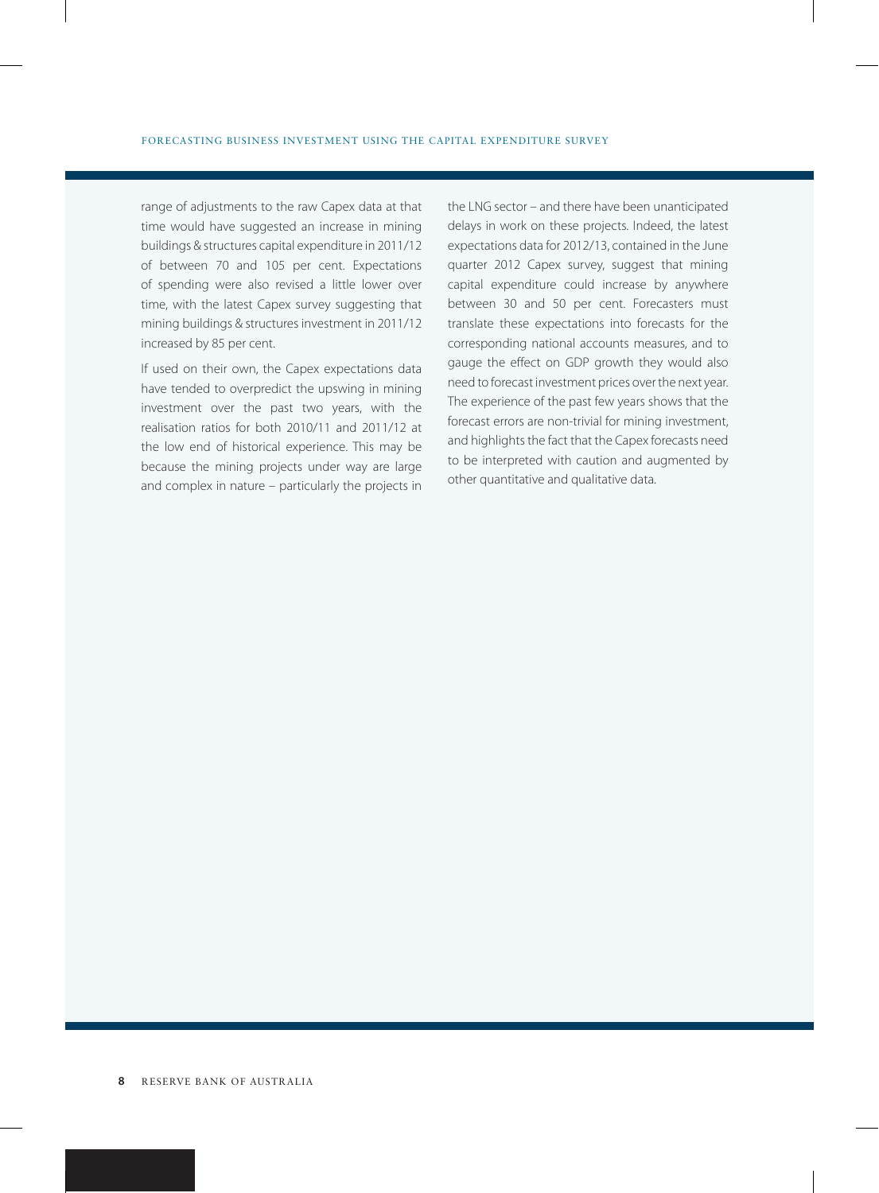range of adjustments to the raw Capex data at that time would have suggested an increase in mining buildings & structures capital expenditure in 2011/12 of between 70 and 105 per cent. Expectations of spending were also revised a little lower over time, with the latest Capex survey suggesting that mining buildings & structures investment in 2011/12 increased by 85 per cent.

If used on their own, the Capex expectations data have tended to overpredict the upswing in mining investment over the past two years, with the realisation ratios for both 2010/11 and 2011/12 at the low end of historical experience. This may be because the mining projects under way are large and complex in nature – particularly the projects in the LNG sector – and there have been unanticipated delays in work on these projects. Indeed, the latest expectations data for 2012/13, contained in the June quarter 2012 Capex survey, suggest that mining capital expenditure could increase by anywhere between 30 and 50 per cent. Forecasters must translate these expectations into forecasts for the corresponding national accounts measures, and to gauge the effect on GDP growth they would also need to forecast investment prices over the next year. The experience of the past few years shows that the forecast errors are non-trivial for mining investment, and highlights the fact that the Capex forecasts need to be interpreted with caution and augmented by other quantitative and qualitative data.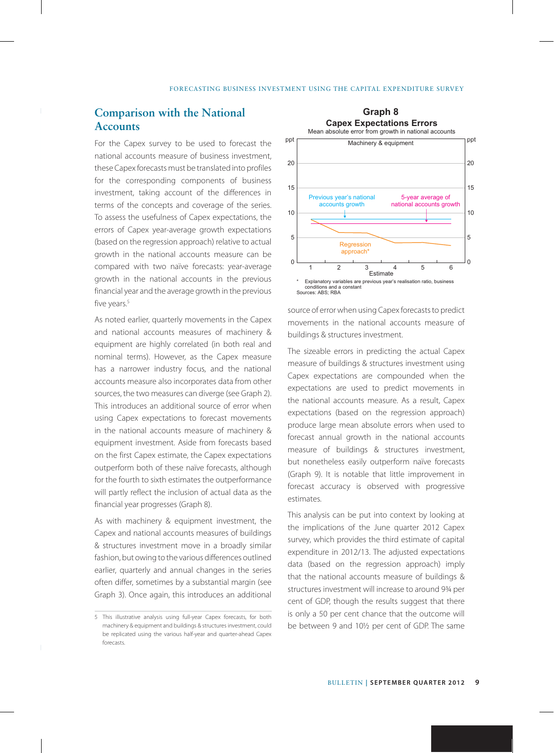## Comparison with the National Accounts

For the Capex survey to be used to forecast the national accounts measure of business investment, these Capex forecasts must be translated into profiles for the corresponding components of business investment, taking account of the differences in terms of the concepts and coverage of the series. To assess the usefulness of Capex expectations, the errors of Capex year-average growth expectations (based on the regression approach) relative to actual growth in the national accounts measure can be compared with two naïve forecasts: year-average growth in the national accounts in the previous financial year and the average growth in the previous five years.[5]

As noted earlier, quarterly movements in the Capex and national accounts measures of machinery & equipment are highly correlated (in both real and nominal terms). However, as the Capex measure has a narrower industry focus, and the national accounts measure also incorporates data from other sources, the two measures can diverge (see Graph 2). This introduces an additional source of error when using Capex expectations to forecast movements in the national accounts measure of machinery & equipment investment. Aside from forecasts based on the first Capex estimate, the Capex expectations outperform both of these naïve forecasts, although for the fourth to sixth estimates the outperformance will partly reflect the inclusion of actual data as the financial year progresses (Graph 8).

**Graph 8**
**Capex Expectations Errors**
Mean absolute error from growth in national accounts

\* Explanatory variables are previous year's realisation ratio, business conditions and a constant
Sources: ABS; RBA

As with machinery & equipment investment, the Capex and national accounts measures of buildings & structures investment move in a broadly similar fashion, but owing to the various differences outlined earlier, quarterly and annual changes in the series often differ, sometimes by a substantial margin (see Graph 3). Once again, this introduces an additional source of error when using Capex forecasts to predict movements in the national accounts measure of buildings & structures investment.

The sizeable errors in predicting the actual Capex measure of buildings & structures investment using Capex expectations are compounded when the expectations are used to predict movements in the national accounts measure. As a result, Capex expectations (based on the regression approach) produce large mean absolute errors when used to forecast annual growth in the national accounts measure of buildings & structures investment, but nonetheless easily outperform naïve forecasts (Graph 9). It is notable that little improvement in forecast accuracy is observed with progressive estimates.

This analysis can be put into context by looking at the implications of the June quarter 2012 Capex survey, which provides the third estimate of capital expenditure in 2012/13. The adjusted expectations data (based on the regression approach) imply that the national accounts measure of buildings & structures investment will increase to around 9¾ per cent of GDP, though the results suggest that there is only a 50 per cent chance that the outcome will be between 9 and 10½ per cent of GDP. The same

[5] This illustrative analysis using full-year Capex forecasts, for both machinery & equipment and buildings & structures investment, could be replicated using the various half-year and quarter-ahead Capex forecasts.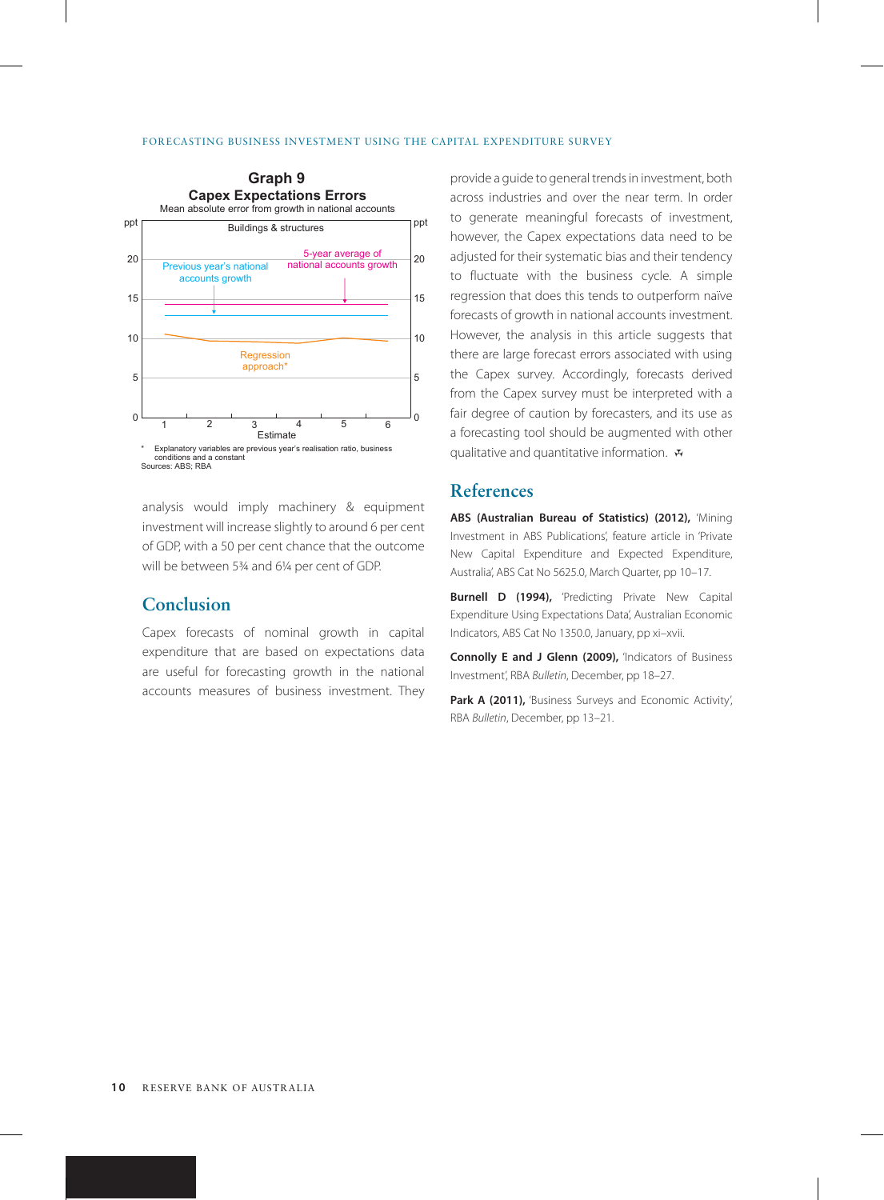**Graph 9**

**Capex Expectations Errors**

Mean absolute error from growth in national accounts

Buildings & structures

ppt

20
15
10
5
0

Previous year's national accounts growth

5-year average of national accounts growth

Regression approach*

1 2 3 4 5 6

Estimate

\* Explanatory variables are previous year's realisation ratio, business conditions and a constant

Sources: ABS; RBA

analysis would imply machinery & equipment investment will increase slightly to around 6 per cent of GDP, with a 50 per cent chance that the outcome will be between 5¾ and 6¼ per cent of GDP.

## Conclusion

Capex forecasts of nominal growth in capital expenditure that are based on expectations data are useful for forecasting growth in the national accounts measures of business investment. They provide a guide to general trends in investment, both across industries and over the near term. In order to generate meaningful forecasts of investment, however, the Capex expectations data need to be adjusted for their systematic bias and their tendency to fluctuate with the business cycle. A simple regression that does this tends to outperform naïve forecasts of growth in national accounts investment. However, the analysis in this article suggests that there are large forecast errors associated with using the Capex survey. Accordingly, forecasts derived from the Capex survey must be interpreted with a fair degree of caution by forecasters, and its use as a forecasting tool should be augmented with other qualitative and quantitative information.

## References

**ABS (Australian Bureau of Statistics) (2012),** 'Mining Investment in ABS Publications', feature article in 'Private New Capital Expenditure and Expected Expenditure, Australia', ABS Cat No 5625.0, March Quarter, pp 10–17.

**Burnell D (1994),** 'Predicting Private New Capital Expenditure Using Expectations Data', Australian Economic Indicators, ABS Cat No 1350.0, January, pp xi–xvii.

**Connolly E and J Glenn (2009),** 'Indicators of Business Investment', RBA *Bulletin*, December, pp 18–27.

**Park A (2011),** 'Business Surveys and Economic Activity', RBA *Bulletin*, December, pp 13–21.